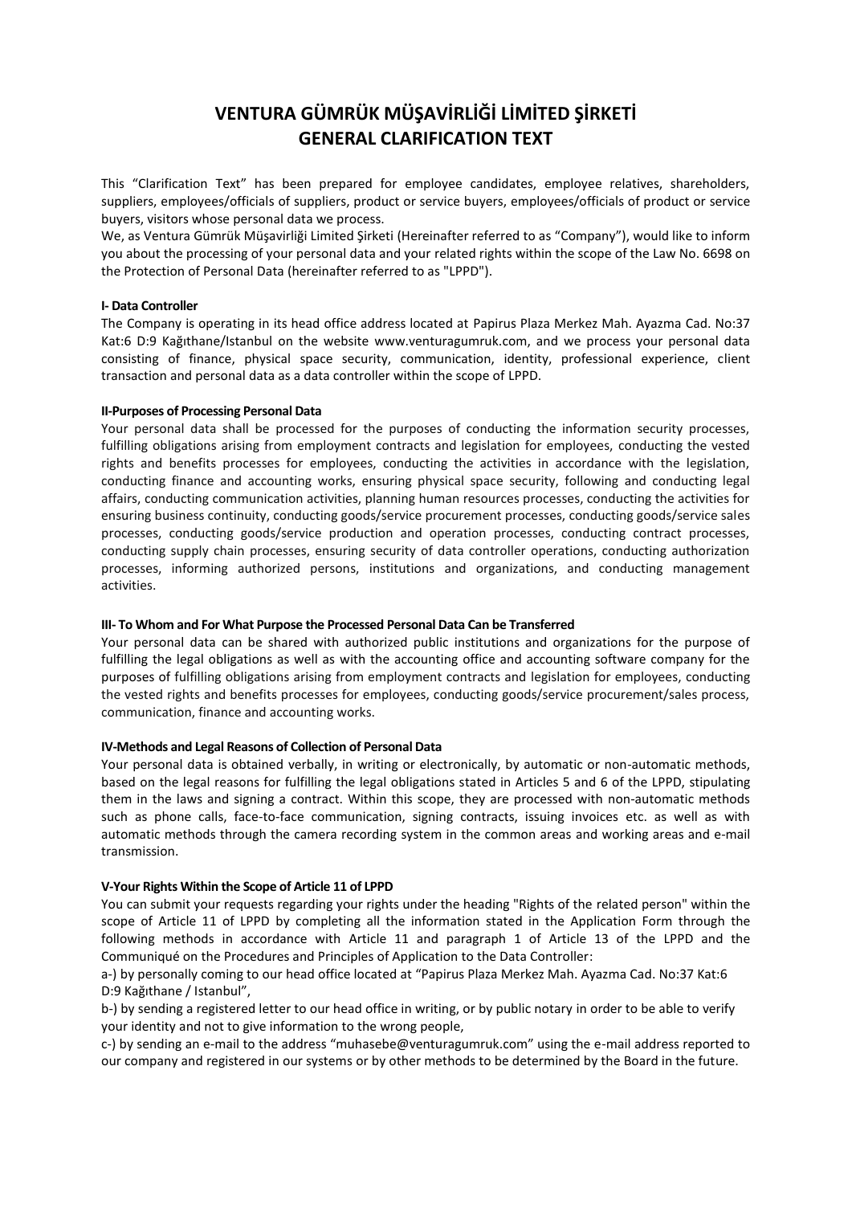# VENTURA GÜMRÜK MÜŞAVİRLİĞİ LİMİTED ŞİRKETİ
# GENERAL CLARIFICATION TEXT

This "Clarification Text" has been prepared for employee candidates, employee relatives, shareholders, suppliers, employees/officials of suppliers, product or service buyers, employees/officials of product or service buyers, visitors whose personal data we process.

We, as Ventura Gümrük Müşavirliği Limited Şirketi (Hereinafter referred to as "Company"), would like to inform you about the processing of your personal data and your related rights within the scope of the Law No. 6698 on the Protection of Personal Data (hereinafter referred to as "LPPD").

**I- Data Controller**

The Company is operating in its head office address located at Papirus Plaza Merkez Mah. Ayazma Cad. No:37 Kat:6 D:9 Kağıthane/Istanbul on the website www.venturagumruk.com, and we process your personal data consisting of finance, physical space security, communication, identity, professional experience, client transaction and personal data as a data controller within the scope of LPPD.

**II-Purposes of Processing Personal Data**

Your personal data shall be processed for the purposes of conducting the information security processes, fulfilling obligations arising from employment contracts and legislation for employees, conducting the vested rights and benefits processes for employees, conducting the activities in accordance with the legislation, conducting finance and accounting works, ensuring physical space security, following and conducting legal affairs, conducting communication activities, planning human resources processes, conducting the activities for ensuring business continuity, conducting goods/service procurement processes, conducting goods/service sales processes, conducting goods/service production and operation processes, conducting contract processes, conducting supply chain processes, ensuring security of data controller operations, conducting authorization processes, informing authorized persons, institutions and organizations, and conducting management activities.

**III- To Whom and For What Purpose the Processed Personal Data Can be Transferred**

Your personal data can be shared with authorized public institutions and organizations for the purpose of fulfilling the legal obligations as well as with the accounting office and accounting software company for the purposes of fulfilling obligations arising from employment contracts and legislation for employees, conducting the vested rights and benefits processes for employees, conducting goods/service procurement/sales process, communication, finance and accounting works.

**IV-Methods and Legal Reasons of Collection of Personal Data**

Your personal data is obtained verbally, in writing or electronically, by automatic or non-automatic methods, based on the legal reasons for fulfilling the legal obligations stated in Articles 5 and 6 of the LPPD, stipulating them in the laws and signing a contract. Within this scope, they are processed with non-automatic methods such as phone calls, face-to-face communication, signing contracts, issuing invoices etc. as well as with automatic methods through the camera recording system in the common areas and working areas and e-mail transmission.

**V-Your Rights Within the Scope of Article 11 of LPPD**

You can submit your requests regarding your rights under the heading "Rights of the related person" within the scope of Article 11 of LPPD by completing all the information stated in the Application Form through the following methods in accordance with Article 11 and paragraph 1 of Article 13 of the LPPD and the Communiqué on the Procedures and Principles of Application to the Data Controller:

a-) by personally coming to our head office located at "Papirus Plaza Merkez Mah. Ayazma Cad. No:37 Kat:6 D:9 Kağıthane / Istanbul",

b-) by sending a registered letter to our head office in writing, or by public notary in order to be able to verify your identity and not to give information to the wrong people,

c-) by sending an e-mail to the address "muhasebe@venturagumruk.com" using the e-mail address reported to our company and registered in our systems or by other methods to be determined by the Board in the future.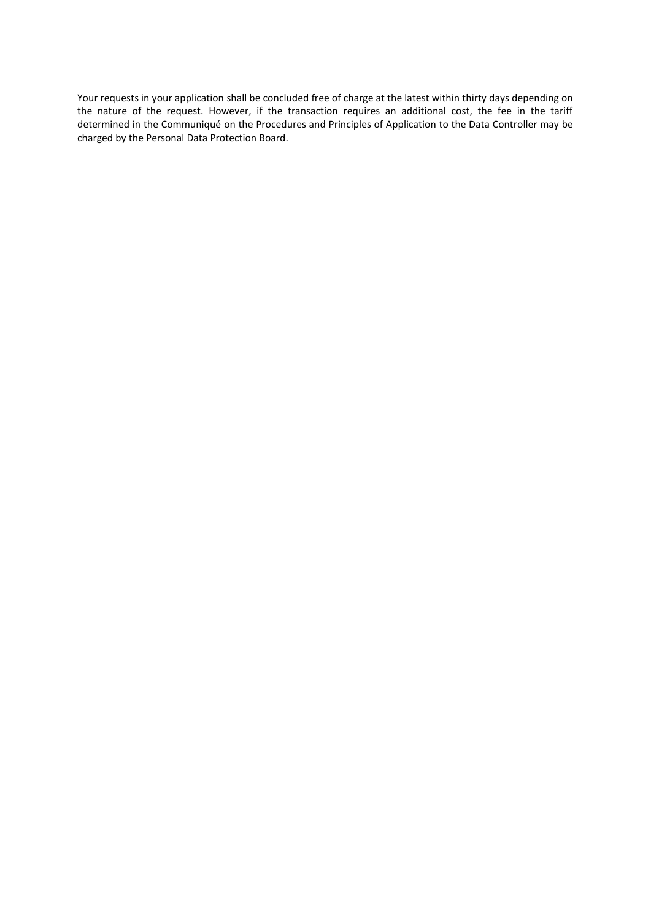Your requests in your application shall be concluded free of charge at the latest within thirty days depending on the nature of the request. However, if the transaction requires an additional cost, the fee in the tariff determined in the Communiqué on the Procedures and Principles of Application to the Data Controller may be charged by the Personal Data Protection Board.